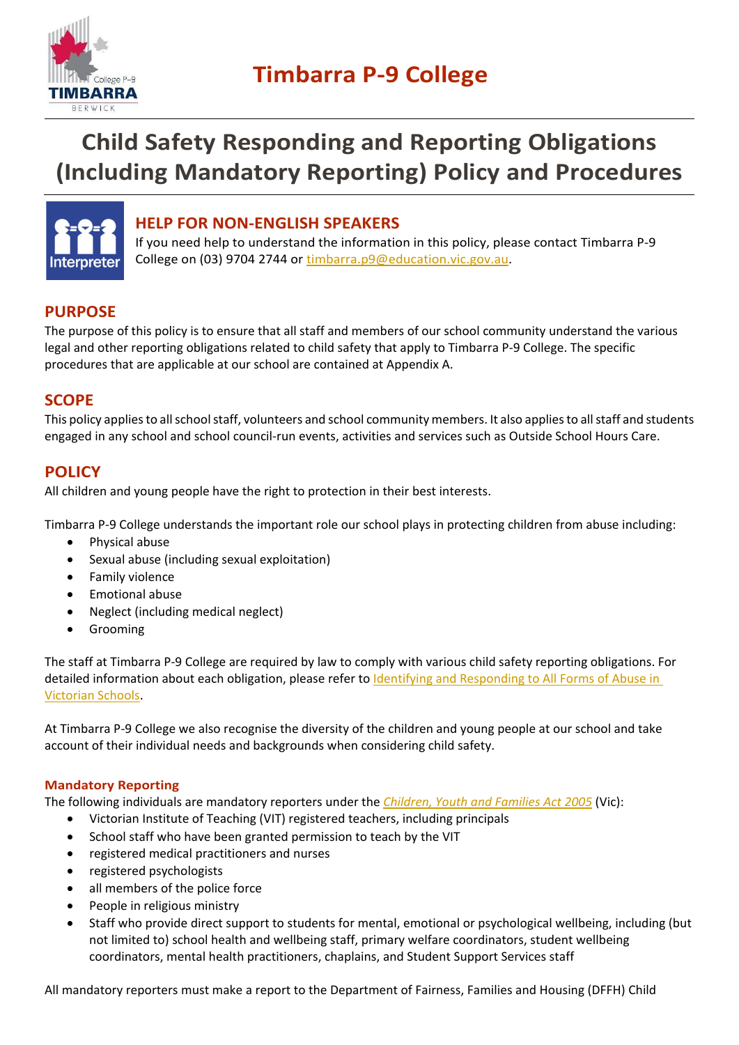# Timbarra P-9 College

# Child Safety Responding and Reporting Obligations (Including Mandatory Reporting) Policy and Procedures

## HELP FOR NON-ENGLISH SPEAKERS

If you need help to understand the information in this policy, please contact Timbarra P-9 College on (03) 9704 2744 or timbarra.p9@education.vic.gov.au.

## PURPOSE

The purpose of this policy is to ensure that all staff and members of our school community understand the various legal and other reporting obligations related to child safety that apply to Timbarra P-9 College. The specific procedures that are applicable at our school are contained at Appendix A.

## SCOPE

This policy applies to all school staff, volunteers and school community members. It also applies to all staff and students engaged in any school and school council-run events, activities and services such as Outside School Hours Care.

## POLICY

All children and young people have the right to protection in their best interests.

Timbarra P-9 College understands the important role our school plays in protecting children from abuse including:

- Physical abuse
- Sexual abuse (including sexual exploitation)
- Family violence
- Emotional abuse
- Neglect (including medical neglect)
- Grooming

The staff at Timbarra P-9 College are required by law to comply with various child safety reporting obligations. For detailed information about each obligation, please refer to Identifying and Responding to All Forms of Abuse in Victorian Schools.

At Timbarra P-9 College we also recognise the diversity of the children and young people at our school and take account of their individual needs and backgrounds when considering child safety.

### Mandatory Reporting

The following individuals are mandatory reporters under the *Children, Youth and Families Act 2005* (Vic):

- Victorian Institute of Teaching (VIT) registered teachers, including principals
- School staff who have been granted permission to teach by the VIT
- registered medical practitioners and nurses
- registered psychologists
- all members of the police force
- People in religious ministry
- Staff who provide direct support to students for mental, emotional or psychological wellbeing, including (but not limited to) school health and wellbeing staff, primary welfare coordinators, student wellbeing coordinators, mental health practitioners, chaplains, and Student Support Services staff

All mandatory reporters must make a report to the Department of Fairness, Families and Housing (DFFH) Child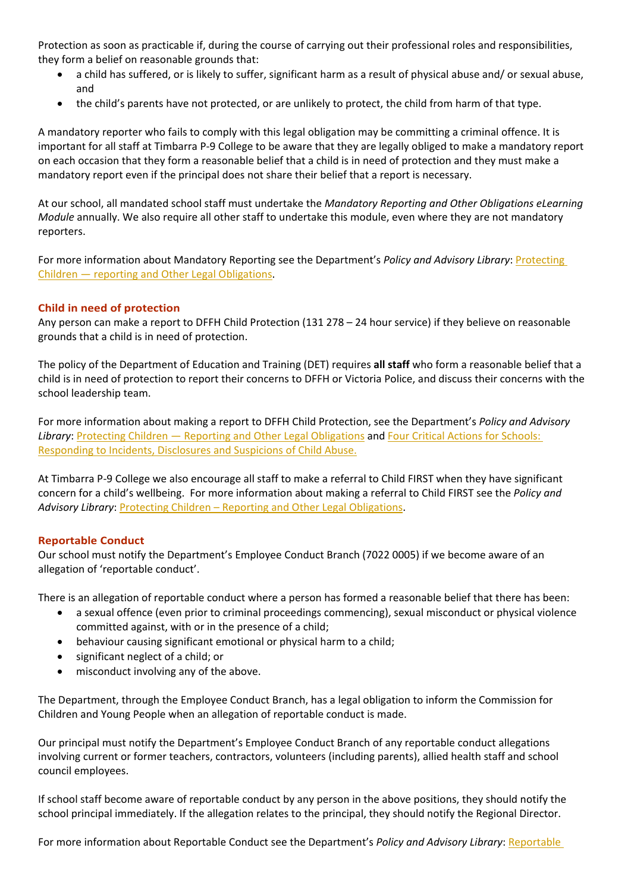Protection as soon as practicable if, during the course of carrying out their professional roles and responsibilities, they form a belief on reasonable grounds that:

- a child has suffered, or is likely to suffer, significant harm as a result of physical abuse and/ or sexual abuse, and
- the child's parents have not protected, or are unlikely to protect, the child from harm of that type.

A mandatory reporter who fails to comply with this legal obligation may be committing a criminal offence. It is important for all staff at Timbarra P-9 College to be aware that they are legally obliged to make a mandatory report on each occasion that they form a reasonable belief that a child is in need of protection and they must make a mandatory report even if the principal does not share their belief that a report is necessary.

At our school, all mandated school staff must undertake the *Mandatory Reporting and Other Obligations eLearning Module* annually. We also require all other staff to undertake this module, even where they are not mandatory reporters.

For more information about Mandatory Reporting see the Department's *Policy and Advisory Library*: Protecting Children — reporting and Other Legal Obligations.

### Child in need of protection

Any person can make a report to DFFH Child Protection (131 278 – 24 hour service) if they believe on reasonable grounds that a child is in need of protection.

The policy of the Department of Education and Training (DET) requires **all staff** who form a reasonable belief that a child is in need of protection to report their concerns to DFFH or Victoria Police, and discuss their concerns with the school leadership team.

For more information about making a report to DFFH Child Protection, see the Department's *Policy and Advisory Library*: Protecting Children — Reporting and Other Legal Obligations and Four Critical Actions for Schools: Responding to Incidents, Disclosures and Suspicions of Child Abuse.

At Timbarra P-9 College we also encourage all staff to make a referral to Child FIRST when they have significant concern for a child's wellbeing. For more information about making a referral to Child FIRST see the *Policy and Advisory Library*: Protecting Children – Reporting and Other Legal Obligations.

### Reportable Conduct

Our school must notify the Department's Employee Conduct Branch (7022 0005) if we become aware of an allegation of 'reportable conduct'.

There is an allegation of reportable conduct where a person has formed a reasonable belief that there has been:

- a sexual offence (even prior to criminal proceedings commencing), sexual misconduct or physical violence committed against, with or in the presence of a child;
- behaviour causing significant emotional or physical harm to a child;
- significant neglect of a child; or
- misconduct involving any of the above.

The Department, through the Employee Conduct Branch, has a legal obligation to inform the Commission for Children and Young People when an allegation of reportable conduct is made.

Our principal must notify the Department's Employee Conduct Branch of any reportable conduct allegations involving current or former teachers, contractors, volunteers (including parents), allied health staff and school council employees.

If school staff become aware of reportable conduct by any person in the above positions, they should notify the school principal immediately. If the allegation relates to the principal, they should notify the Regional Director.

For more information about Reportable Conduct see the Department's *Policy and Advisory Library*: Reportable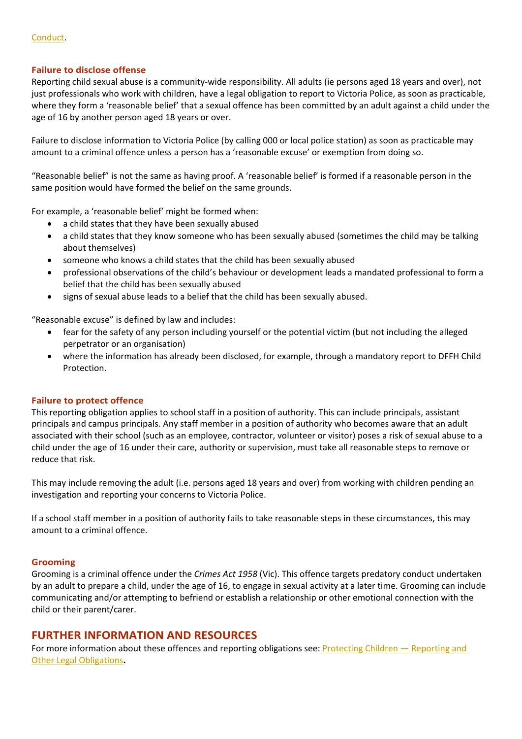Conduct.

### Failure to disclose offense

Reporting child sexual abuse is a community-wide responsibility. All adults (ie persons aged 18 years and over), not just professionals who work with children, have a legal obligation to report to Victoria Police, as soon as practicable, where they form a 'reasonable belief' that a sexual offence has been committed by an adult against a child under the age of 16 by another person aged 18 years or over.

Failure to disclose information to Victoria Police (by calling 000 or local police station) as soon as practicable may amount to a criminal offence unless a person has a 'reasonable excuse' or exemption from doing so.

"Reasonable belief" is not the same as having proof. A 'reasonable belief' is formed if a reasonable person in the same position would have formed the belief on the same grounds.

For example, a 'reasonable belief' might be formed when:

- a child states that they have been sexually abused
- a child states that they know someone who has been sexually abused (sometimes the child may be talking about themselves)
- someone who knows a child states that the child has been sexually abused
- professional observations of the child's behaviour or development leads a mandated professional to form a belief that the child has been sexually abused
- signs of sexual abuse leads to a belief that the child has been sexually abused.

"Reasonable excuse" is defined by law and includes:

- fear for the safety of any person including yourself or the potential victim (but not including the alleged perpetrator or an organisation)
- where the information has already been disclosed, for example, through a mandatory report to DFFH Child Protection.

### Failure to protect offence

This reporting obligation applies to school staff in a position of authority. This can include principals, assistant principals and campus principals. Any staff member in a position of authority who becomes aware that an adult associated with their school (such as an employee, contractor, volunteer or visitor) poses a risk of sexual abuse to a child under the age of 16 under their care, authority or supervision, must take all reasonable steps to remove or reduce that risk.

This may include removing the adult (i.e. persons aged 18 years and over) from working with children pending an investigation and reporting your concerns to Victoria Police.

If a school staff member in a position of authority fails to take reasonable steps in these circumstances, this may amount to a criminal offence.

### Grooming

Grooming is a criminal offence under the *Crimes Act 1958* (Vic). This offence targets predatory conduct undertaken by an adult to prepare a child, under the age of 16, to engage in sexual activity at a later time. Grooming can include communicating and/or attempting to befriend or establish a relationship or other emotional connection with the child or their parent/carer.

## FURTHER INFORMATION AND RESOURCES

For more information about these offences and reporting obligations see: Protecting Children — Reporting and Other Legal Obligations**.**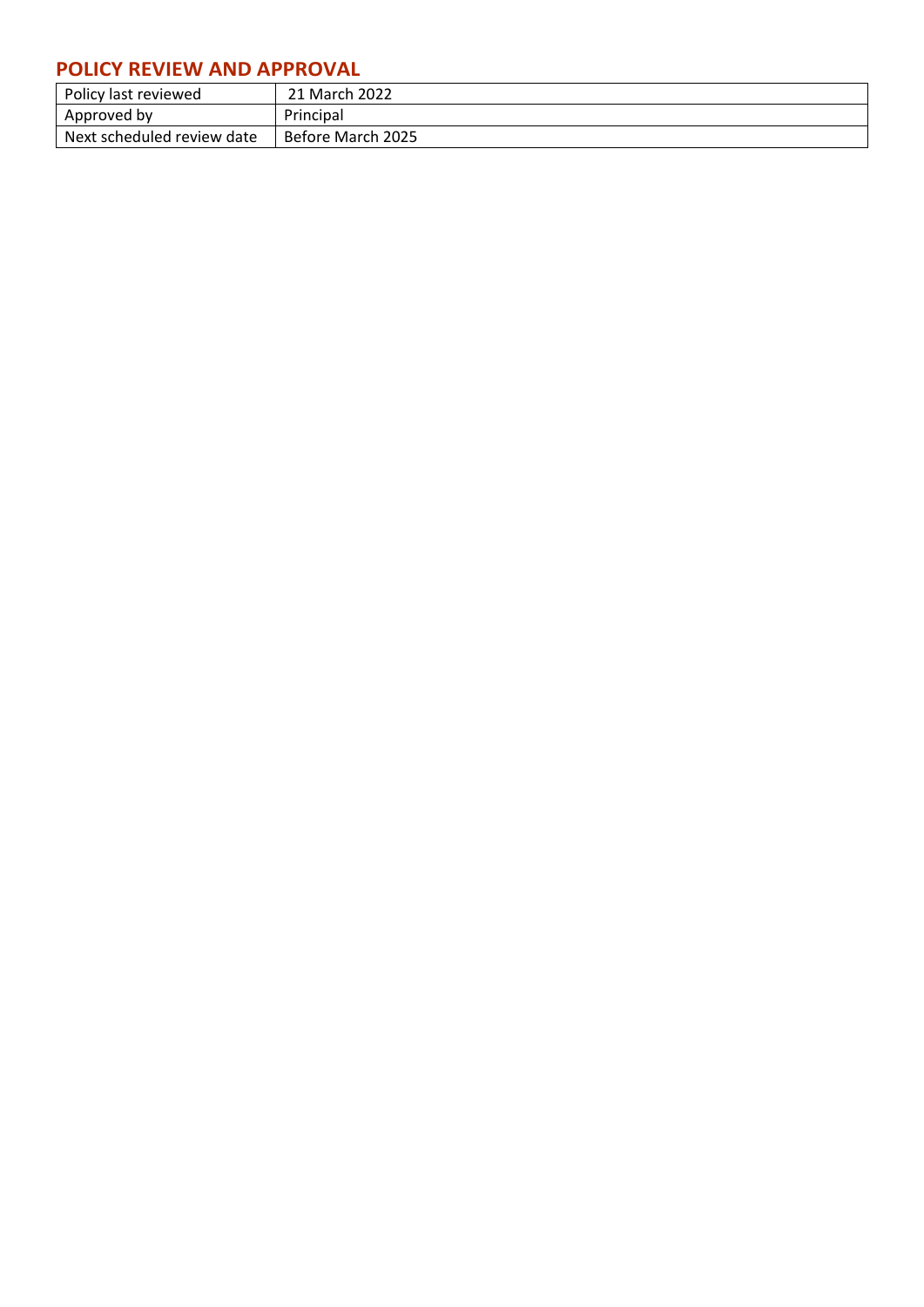## POLICY REVIEW AND APPROVAL

| Policy last reviewed | 21 March 2022 |
|---|---|
| Approved by | Principal |
| Next scheduled review date | Before March 2025 |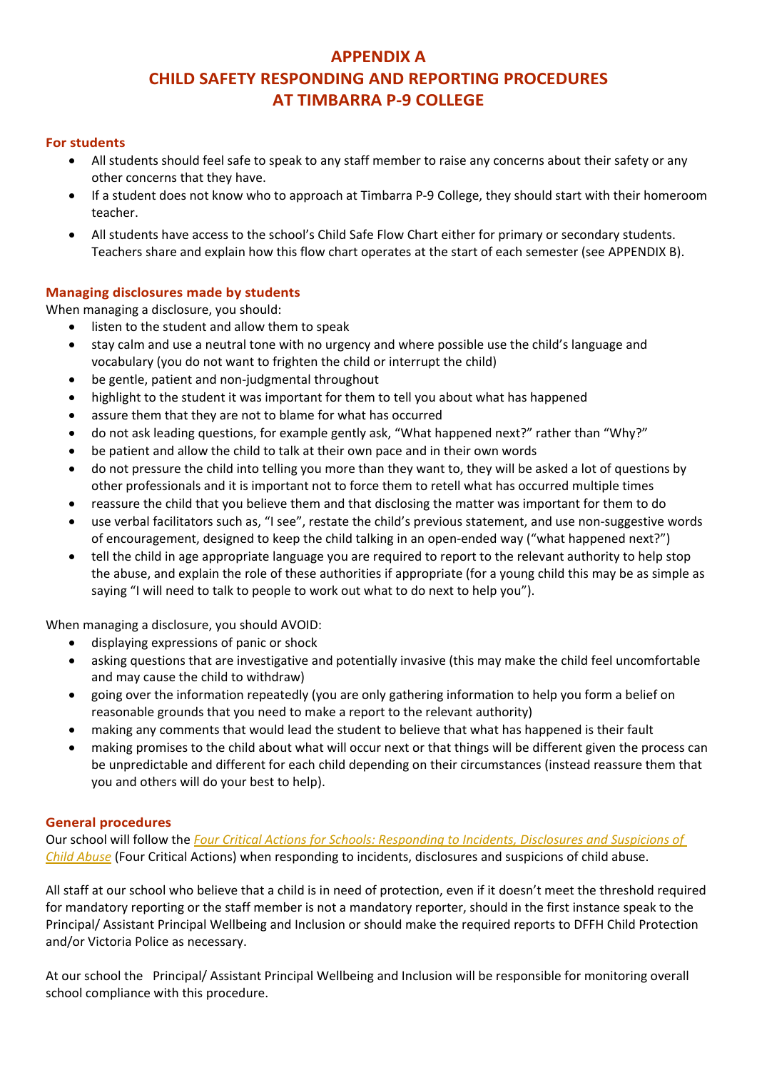# APPENDIX A
# CHILD SAFETY RESPONDING AND REPORTING PROCEDURES AT TIMBARRA P-9 COLLEGE

### For students

- All students should feel safe to speak to any staff member to raise any concerns about their safety or any other concerns that they have.
- If a student does not know who to approach at Timbarra P-9 College, they should start with their homeroom teacher.
- All students have access to the school's Child Safe Flow Chart either for primary or secondary students. Teachers share and explain how this flow chart operates at the start of each semester (see APPENDIX B).

### Managing disclosures made by students

When managing a disclosure, you should:

- listen to the student and allow them to speak
- stay calm and use a neutral tone with no urgency and where possible use the child's language and vocabulary (you do not want to frighten the child or interrupt the child)
- be gentle, patient and non-judgmental throughout
- highlight to the student it was important for them to tell you about what has happened
- assure them that they are not to blame for what has occurred
- do not ask leading questions, for example gently ask, "What happened next?" rather than "Why?"
- be patient and allow the child to talk at their own pace and in their own words
- do not pressure the child into telling you more than they want to, they will be asked a lot of questions by other professionals and it is important not to force them to retell what has occurred multiple times
- reassure the child that you believe them and that disclosing the matter was important for them to do
- use verbal facilitators such as, "I see", restate the child's previous statement, and use non-suggestive words of encouragement, designed to keep the child talking in an open-ended way ("what happened next?")
- tell the child in age appropriate language you are required to report to the relevant authority to help stop the abuse, and explain the role of these authorities if appropriate (for a young child this may be as simple as saying "I will need to talk to people to work out what to do next to help you").

When managing a disclosure, you should AVOID:

- displaying expressions of panic or shock
- asking questions that are investigative and potentially invasive (this may make the child feel uncomfortable and may cause the child to withdraw)
- going over the information repeatedly (you are only gathering information to help you form a belief on reasonable grounds that you need to make a report to the relevant authority)
- making any comments that would lead the student to believe that what has happened is their fault
- making promises to the child about what will occur next or that things will be different given the process can be unpredictable and different for each child depending on their circumstances (instead reassure them that you and others will do your best to help).

### General procedures

Our school will follow the *Four Critical Actions for Schools: Responding to Incidents, Disclosures and Suspicions of Child Abuse* (Four Critical Actions) when responding to incidents, disclosures and suspicions of child abuse.

All staff at our school who believe that a child is in need of protection, even if it doesn't meet the threshold required for mandatory reporting or the staff member is not a mandatory reporter, should in the first instance speak to the Principal/ Assistant Principal Wellbeing and Inclusion or should make the required reports to DFFH Child Protection and/or Victoria Police as necessary.

At our school the Principal/ Assistant Principal Wellbeing and Inclusion will be responsible for monitoring overall school compliance with this procedure.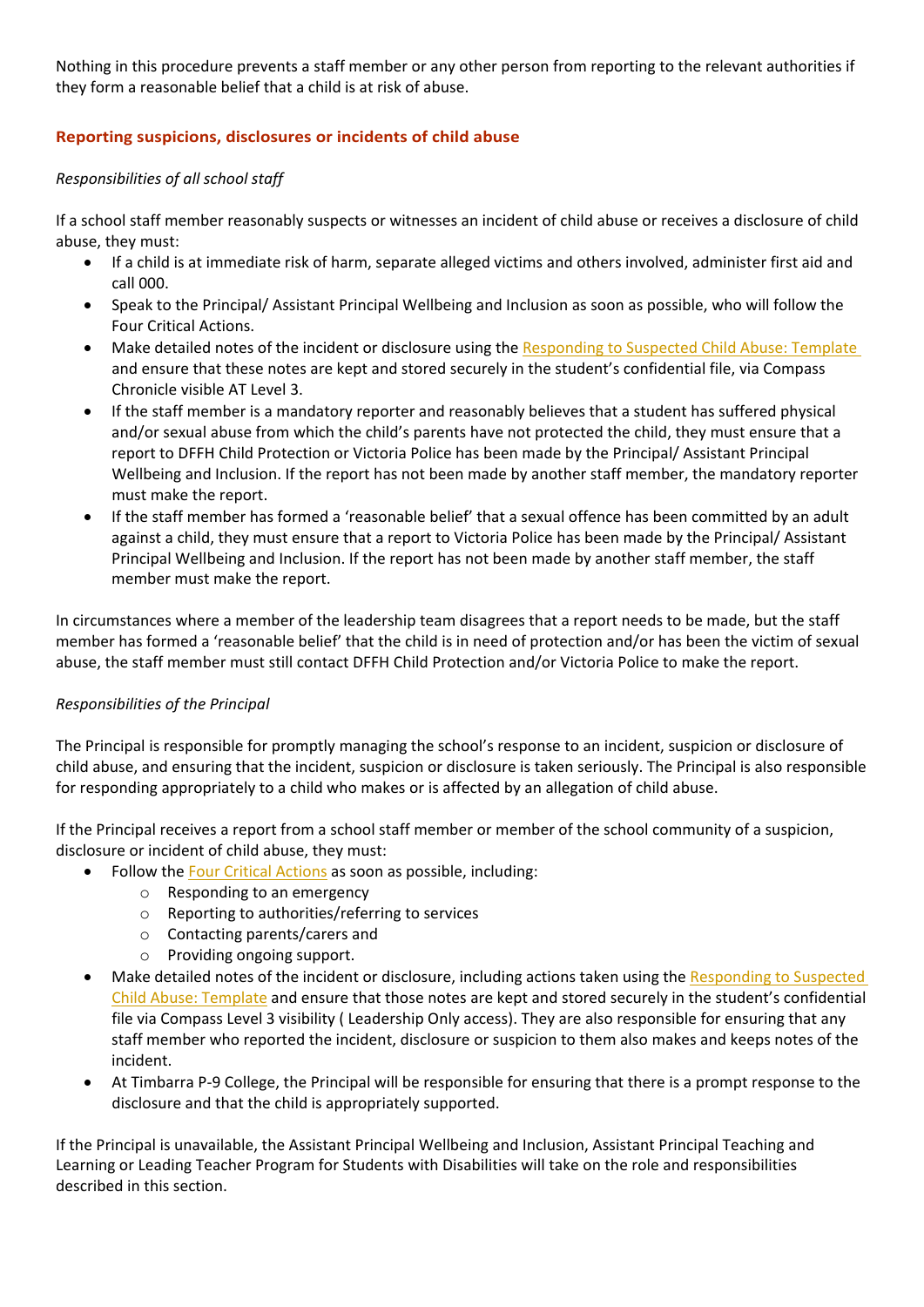Nothing in this procedure prevents a staff member or any other person from reporting to the relevant authorities if they form a reasonable belief that a child is at risk of abuse.

### Reporting suspicions, disclosures or incidents of child abuse

*Responsibilities of all school staff*

If a school staff member reasonably suspects or witnesses an incident of child abuse or receives a disclosure of child abuse, they must:

- If a child is at immediate risk of harm, separate alleged victims and others involved, administer first aid and call 000.
- Speak to the Principal/ Assistant Principal Wellbeing and Inclusion as soon as possible, who will follow the Four Critical Actions.
- Make detailed notes of the incident or disclosure using the Responding to Suspected Child Abuse: Template and ensure that these notes are kept and stored securely in the student's confidential file, via Compass Chronicle visible AT Level 3.
- If the staff member is a mandatory reporter and reasonably believes that a student has suffered physical and/or sexual abuse from which the child's parents have not protected the child, they must ensure that a report to DFFH Child Protection or Victoria Police has been made by the Principal/ Assistant Principal Wellbeing and Inclusion. If the report has not been made by another staff member, the mandatory reporter must make the report.
- If the staff member has formed a 'reasonable belief' that a sexual offence has been committed by an adult against a child, they must ensure that a report to Victoria Police has been made by the Principal/ Assistant Principal Wellbeing and Inclusion. If the report has not been made by another staff member, the staff member must make the report.

In circumstances where a member of the leadership team disagrees that a report needs to be made, but the staff member has formed a 'reasonable belief' that the child is in need of protection and/or has been the victim of sexual abuse, the staff member must still contact DFFH Child Protection and/or Victoria Police to make the report.

*Responsibilities of the Principal*

The Principal is responsible for promptly managing the school's response to an incident, suspicion or disclosure of child abuse, and ensuring that the incident, suspicion or disclosure is taken seriously. The Principal is also responsible for responding appropriately to a child who makes or is affected by an allegation of child abuse.

If the Principal receives a report from a school staff member or member of the school community of a suspicion, disclosure or incident of child abuse, they must:

- Follow the Four Critical Actions as soon as possible, including:
  - Responding to an emergency
  - Reporting to authorities/referring to services
  - Contacting parents/carers and
  - Providing ongoing support.
- Make detailed notes of the incident or disclosure, including actions taken using the Responding to Suspected Child Abuse: Template and ensure that those notes are kept and stored securely in the student's confidential file via Compass Level 3 visibility ( Leadership Only access). They are also responsible for ensuring that any staff member who reported the incident, disclosure or suspicion to them also makes and keeps notes of the incident.
- At Timbarra P-9 College, the Principal will be responsible for ensuring that there is a prompt response to the disclosure and that the child is appropriately supported.

If the Principal is unavailable, the Assistant Principal Wellbeing and Inclusion, Assistant Principal Teaching and Learning or Leading Teacher Program for Students with Disabilities will take on the role and responsibilities described in this section.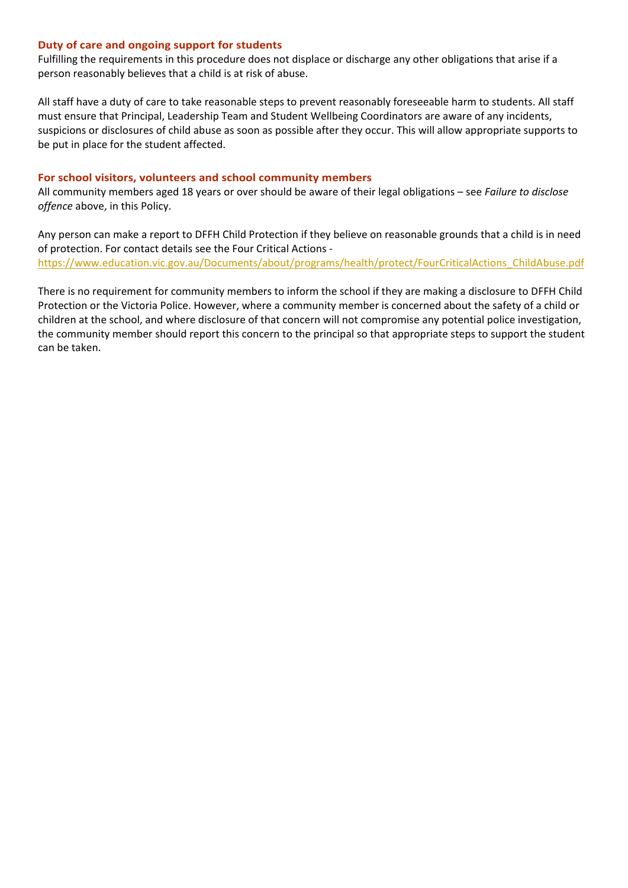### Duty of care and ongoing support for students

Fulfilling the requirements in this procedure does not displace or discharge any other obligations that arise if a person reasonably believes that a child is at risk of abuse.

All staff have a duty of care to take reasonable steps to prevent reasonably foreseeable harm to students. All staff must ensure that Principal, Leadership Team and Student Wellbeing Coordinators are aware of any incidents, suspicions or disclosures of child abuse as soon as possible after they occur. This will allow appropriate supports to be put in place for the student affected.

### For school visitors, volunteers and school community members

All community members aged 18 years or over should be aware of their legal obligations – see *Failure to disclose offence* above, in this Policy.

Any person can make a report to DFFH Child Protection if they believe on reasonable grounds that a child is in need of protection. For contact details see the Four Critical Actions - https://www.education.vic.gov.au/Documents/about/programs/health/protect/FourCriticalActions_ChildAbuse.pdf

There is no requirement for community members to inform the school if they are making a disclosure to DFFH Child Protection or the Victoria Police. However, where a community member is concerned about the safety of a child or children at the school, and where disclosure of that concern will not compromise any potential police investigation, the community member should report this concern to the principal so that appropriate steps to support the student can be taken.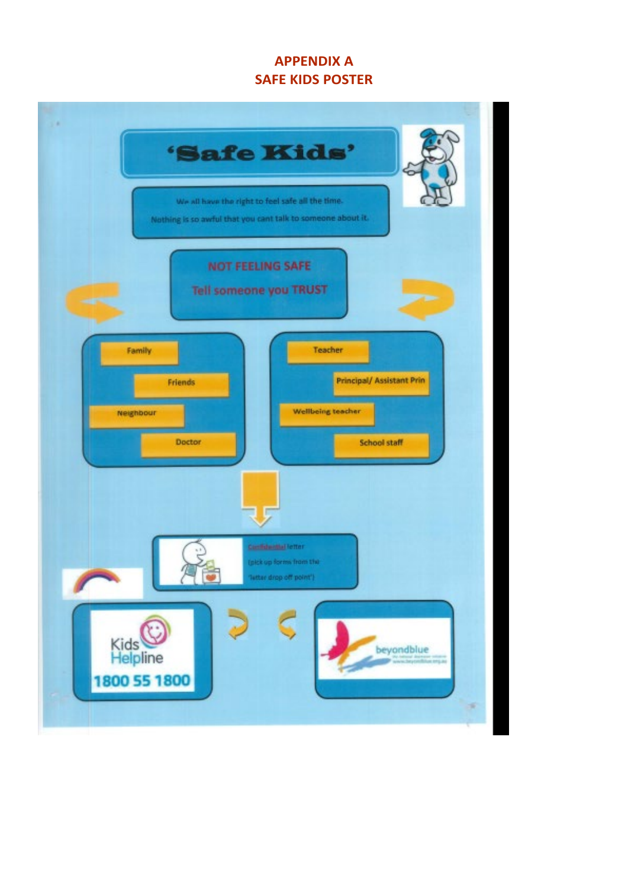# APPENDIX A
# SAFE KIDS POSTER

## 'Safe Kids'

We all have the right to feel safe all the time.

Nothing is so awful that you cant talk to someone about it.

**NOT FEELING SAFE**

**Tell someone you TRUST**

- Family
- Friends
- Neighbour
- Doctor

- Teacher
- Principal/ Assistant Prin
- Wellbeing teacher
- School staff

Confidential letter (pick up forms from the 'letter drop off point')

Kids Helpline 1800 55 1800

beyondblue